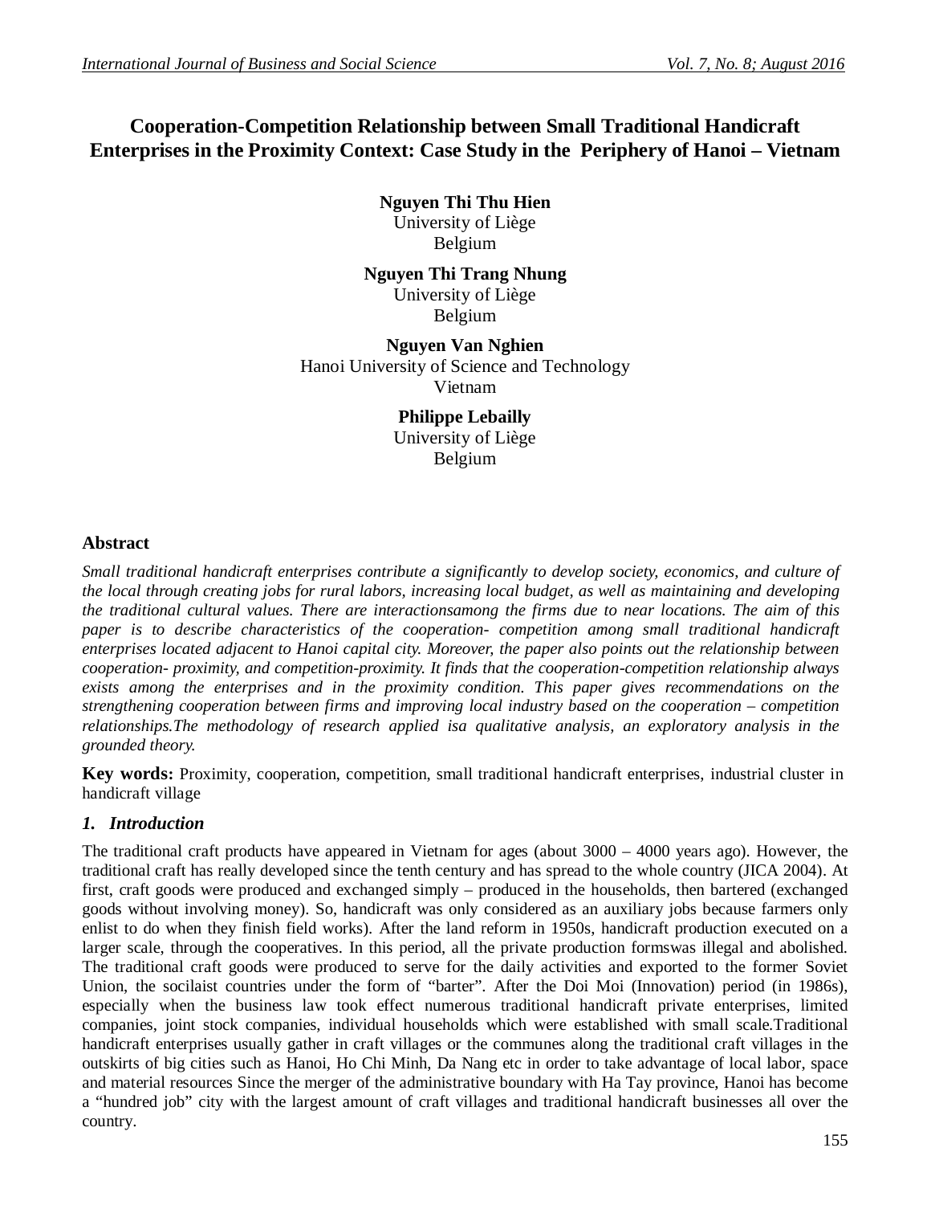# Cooperation-Competition Relationship between Small Traditional Handicraft Enterprises in the Proximity Context: Case Study in the Periphery of Hanoi – Vietnam

**Nguyen Thi Thu Hien**
University of Liège
Belgium

**Nguyen Thi Trang Nhung**
University of Liège
Belgium

**Nguyen Van Nghien**
Hanoi University of Science and Technology
Vietnam

**Philippe Lebailly**
University of Liège
Belgium

## Abstract

*Small traditional handicraft enterprises contribute a significantly to develop society, economics, and culture of the local through creating jobs for rural labors, increasing local budget, as well as maintaining and developing the traditional cultural values. There are interactionsamong the firms due to near locations. The aim of this paper is to describe characteristics of the cooperation- competition among small traditional handicraft enterprises located adjacent to Hanoi capital city. Moreover, the paper also points out the relationship between cooperation- proximity, and competition-proximity. It finds that the cooperation-competition relationship always exists among the enterprises and in the proximity condition. This paper gives recommendations on the strengthening cooperation between firms and improving local industry based on the cooperation – competition relationships.The methodology of research applied isa qualitative analysis, an exploratory analysis in the grounded theory.*

**Key words:** Proximity, cooperation, competition, small traditional handicraft enterprises, industrial cluster in handicraft village

## *1. Introduction*

The traditional craft products have appeared in Vietnam for ages (about 3000 – 4000 years ago). However, the traditional craft has really developed since the tenth century and has spread to the whole country (JICA 2004). At first, craft goods were produced and exchanged simply – produced in the households, then bartered (exchanged goods without involving money). So, handicraft was only considered as an auxiliary jobs because farmers only enlist to do when they finish field works). After the land reform in 1950s, handicraft production executed on a larger scale, through the cooperatives. In this period, all the private production formswas illegal and abolished. The traditional craft goods were produced to serve for the daily activities and exported to the former Soviet Union, the socilaist countries under the form of "barter". After the Doi Moi (Innovation) period (in 1986s), especially when the business law took effect numerous traditional handicraft private enterprises, limited companies, joint stock companies, individual households which were established with small scale.Traditional handicraft enterprises usually gather in craft villages or the communes along the traditional craft villages in the outskirts of big cities such as Hanoi, Ho Chi Minh, Da Nang etc in order to take advantage of local labor, space and material resources Since the merger of the administrative boundary with Ha Tay province, Hanoi has become a "hundred job" city with the largest amount of craft villages and traditional handicraft businesses all over the country.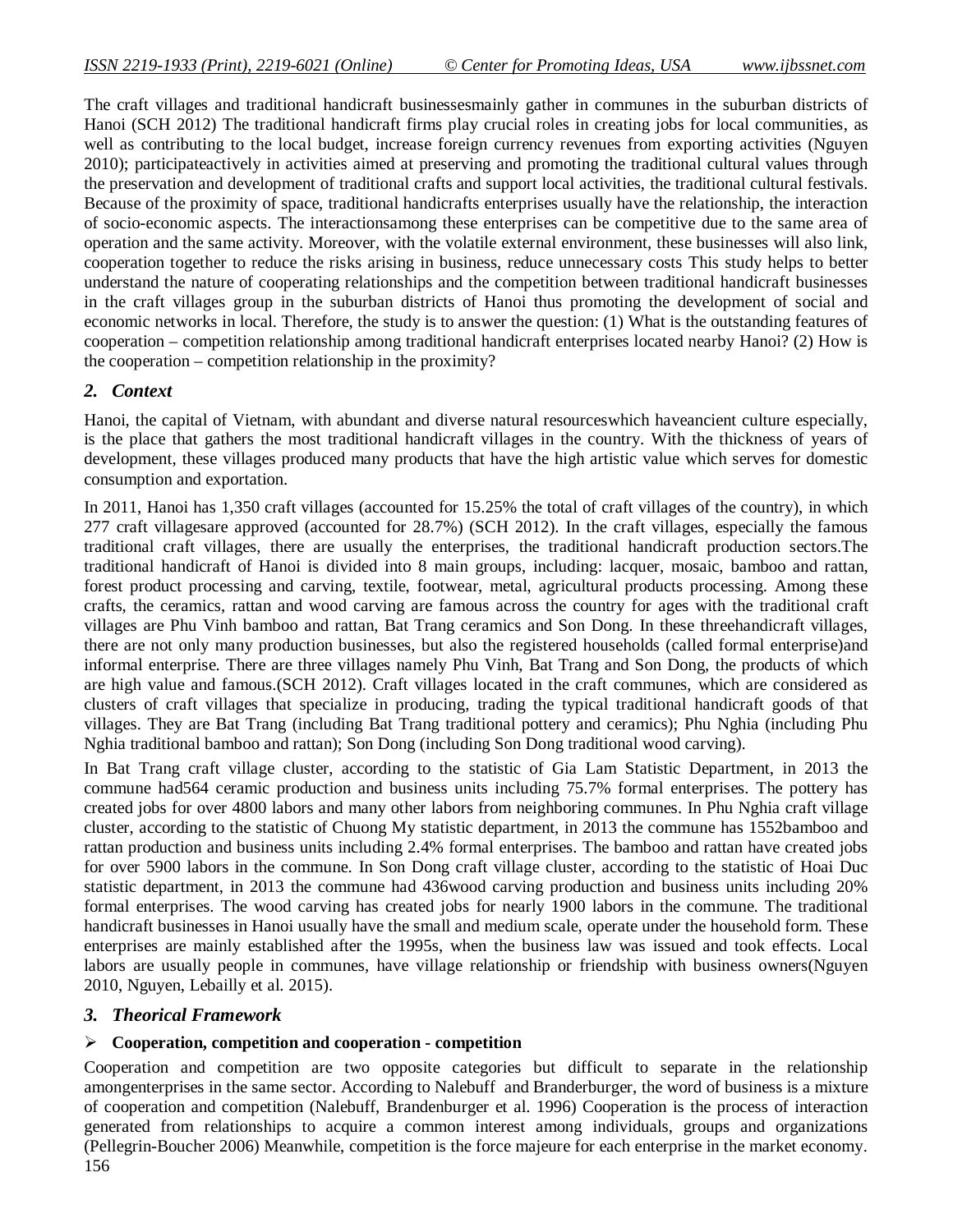The craft villages and traditional handicraft businessesmainly gather in communes in the suburban districts of Hanoi (SCH 2012) The traditional handicraft firms play crucial roles in creating jobs for local communities, as well as contributing to the local budget, increase foreign currency revenues from exporting activities (Nguyen 2010); participateactively in activities aimed at preserving and promoting the traditional cultural values through the preservation and development of traditional crafts and support local activities, the traditional cultural festivals. Because of the proximity of space, traditional handicrafts enterprises usually have the relationship, the interaction of socio-economic aspects. The interactionsamong these enterprises can be competitive due to the same area of operation and the same activity. Moreover, with the volatile external environment, these businesses will also link, cooperation together to reduce the risks arising in business, reduce unnecessary costs This study helps to better understand the nature of cooperating relationships and the competition between traditional handicraft businesses in the craft villages group in the suburban districts of Hanoi thus promoting the development of social and economic networks in local. Therefore, the study is to answer the question: (1) What is the outstanding features of cooperation – competition relationship among traditional handicraft enterprises located nearby Hanoi? (2) How is the cooperation – competition relationship in the proximity?

## *2. Context*

Hanoi, the capital of Vietnam, with abundant and diverse natural resourceswhich haveancient culture especially, is the place that gathers the most traditional handicraft villages in the country. With the thickness of years of development, these villages produced many products that have the high artistic value which serves for domestic consumption and exportation.

In 2011, Hanoi has 1,350 craft villages (accounted for 15.25% the total of craft villages of the country), in which 277 craft villagesare approved (accounted for 28.7%) (SCH 2012). In the craft villages, especially the famous traditional craft villages, there are usually the enterprises, the traditional handicraft production sectors.The traditional handicraft of Hanoi is divided into 8 main groups, including: lacquer, mosaic, bamboo and rattan, forest product processing and carving, textile, footwear, metal, agricultural products processing. Among these crafts, the ceramics, rattan and wood carving are famous across the country for ages with the traditional craft villages are Phu Vinh bamboo and rattan, Bat Trang ceramics and Son Dong. In these threehandicraft villages, there are not only many production businesses, but also the registered households (called formal enterprise)and informal enterprise. There are three villages namely Phu Vinh, Bat Trang and Son Dong, the products of which are high value and famous.(SCH 2012). Craft villages located in the craft communes, which are considered as clusters of craft villages that specialize in producing, trading the typical traditional handicraft goods of that villages. They are Bat Trang (including Bat Trang traditional pottery and ceramics); Phu Nghia (including Phu Nghia traditional bamboo and rattan); Son Dong (including Son Dong traditional wood carving).

In Bat Trang craft village cluster, according to the statistic of Gia Lam Statistic Department, in 2013 the commune had564 ceramic production and business units including 75.7% formal enterprises. The pottery has created jobs for over 4800 labors and many other labors from neighboring communes. In Phu Nghia craft village cluster, according to the statistic of Chuong My statistic department, in 2013 the commune has 1552bamboo and rattan production and business units including 2.4% formal enterprises. The bamboo and rattan have created jobs for over 5900 labors in the commune. In Son Dong craft village cluster, according to the statistic of Hoai Duc statistic department, in 2013 the commune had 436wood carving production and business units including 20% formal enterprises. The wood carving has created jobs for nearly 1900 labors in the commune. The traditional handicraft businesses in Hanoi usually have the small and medium scale, operate under the household form. These enterprises are mainly established after the 1995s, when the business law was issued and took effects. Local labors are usually people in communes, have village relationship or friendship with business owners(Nguyen 2010, Nguyen, Lebailly et al. 2015).

## *3. Theorical Framework*

- **Cooperation, competition and cooperation - competition**

Cooperation and competition are two opposite categories but difficult to separate in the relationship amongenterprises in the same sector. According to Nalebuff and Branderburger, the word of business is a mixture of cooperation and competition (Nalebuff, Brandenburger et al. 1996) Cooperation is the process of interaction generated from relationships to acquire a common interest among individuals, groups and organizations (Pellegrin-Boucher 2006) Meanwhile, competition is the force majeure for each enterprise in the market economy.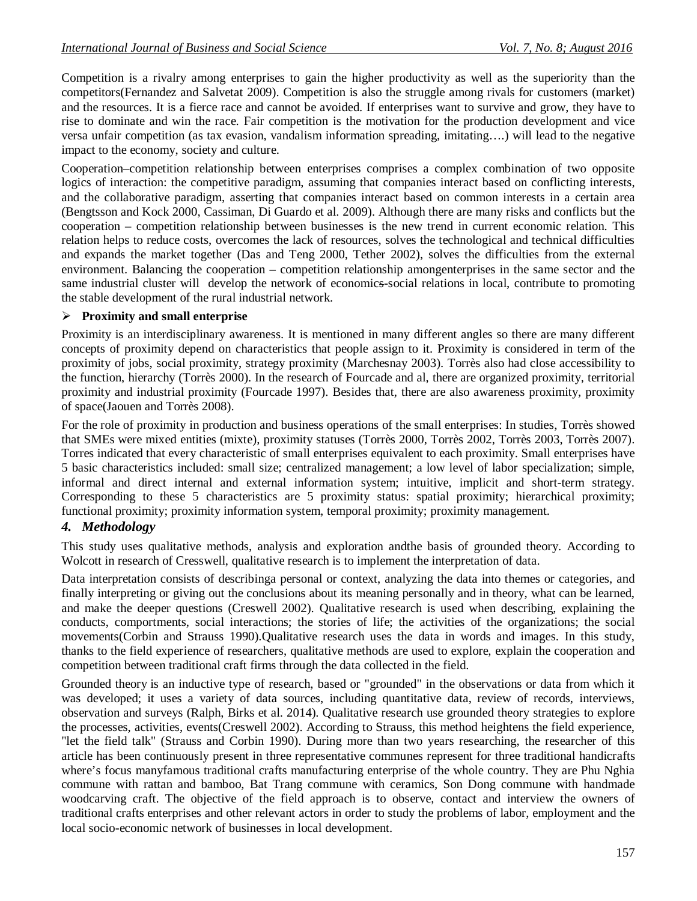Competition is a rivalry among enterprises to gain the higher productivity as well as the superiority than the competitors(Fernandez and Salvetat 2009). Competition is also the struggle among rivals for customers (market) and the resources. It is a fierce race and cannot be avoided. If enterprises want to survive and grow, they have to rise to dominate and win the race. Fair competition is the motivation for the production development and vice versa unfair competition (as tax evasion, vandalism information spreading, imitating….) will lead to the negative impact to the economy, society and culture.

Cooperation–competition relationship between enterprises comprises a complex combination of two opposite logics of interaction: the competitive paradigm, assuming that companies interact based on conflicting interests, and the collaborative paradigm, asserting that companies interact based on common interests in a certain area (Bengtsson and Kock 2000, Cassiman, Di Guardo et al. 2009). Although there are many risks and conflicts but the cooperation – competition relationship between businesses is the new trend in current economic relation. This relation helps to reduce costs, overcomes the lack of resources, solves the technological and technical difficulties and expands the market together (Das and Teng 2000, Tether 2002), solves the difficulties from the external environment. Balancing the cooperation – competition relationship amongenterprises in the same sector and the same industrial cluster will develop the network of economics-social relations in local, contribute to promoting the stable development of the rural industrial network.

- **Proximity and small enterprise**

Proximity is an interdisciplinary awareness. It is mentioned in many different angles so there are many different concepts of proximity depend on characteristics that people assign to it. Proximity is considered in term of the proximity of jobs, social proximity, strategy proximity (Marchesnay 2003). Torrès also had close accessibility to the function, hierarchy (Torrès 2000). In the research of Fourcade and al, there are organized proximity, territorial proximity and industrial proximity (Fourcade 1997). Besides that, there are also awareness proximity, proximity of space(Jaouen and Torrès 2008).

For the role of proximity in production and business operations of the small enterprises: In studies, Torrès showed that SMEs were mixed entities (mixte), proximity statuses (Torrès 2000, Torrès 2002, Torrès 2003, Torrès 2007). Torres indicated that every characteristic of small enterprises equivalent to each proximity. Small enterprises have 5 basic characteristics included: small size; centralized management; a low level of labor specialization; simple, informal and direct internal and external information system; intuitive, implicit and short-term strategy. Corresponding to these 5 characteristics are 5 proximity status: spatial proximity; hierarchical proximity; functional proximity; proximity information system, temporal proximity; proximity management.

## *4. Methodology*

This study uses qualitative methods, analysis and exploration andthe basis of grounded theory. According to Wolcott in research of Cresswell, qualitative research is to implement the interpretation of data.

Data interpretation consists of describinga personal or context, analyzing the data into themes or categories, and finally interpreting or giving out the conclusions about its meaning personally and in theory, what can be learned, and make the deeper questions (Creswell 2002). Qualitative research is used when describing, explaining the conducts, comportments, social interactions; the stories of life; the activities of the organizations; the social movements(Corbin and Strauss 1990).Qualitative research uses the data in words and images. In this study, thanks to the field experience of researchers, qualitative methods are used to explore, explain the cooperation and competition between traditional craft firms through the data collected in the field.

Grounded theory is an inductive type of research, based or "grounded" in the observations or data from which it was developed; it uses a variety of data sources, including quantitative data, review of records, interviews, observation and surveys (Ralph, Birks et al. 2014). Qualitative research use grounded theory strategies to explore the processes, activities, events(Creswell 2002). According to Strauss, this method heightens the field experience, "let the field talk" (Strauss and Corbin 1990). During more than two years researching, the researcher of this article has been continuously present in three representative communes represent for three traditional handicrafts where's focus manyfamous traditional crafts manufacturing enterprise of the whole country. They are Phu Nghia commune with rattan and bamboo, Bat Trang commune with ceramics, Son Dong commune with handmade woodcarving craft. The objective of the field approach is to observe, contact and interview the owners of traditional crafts enterprises and other relevant actors in order to study the problems of labor, employment and the local socio-economic network of businesses in local development.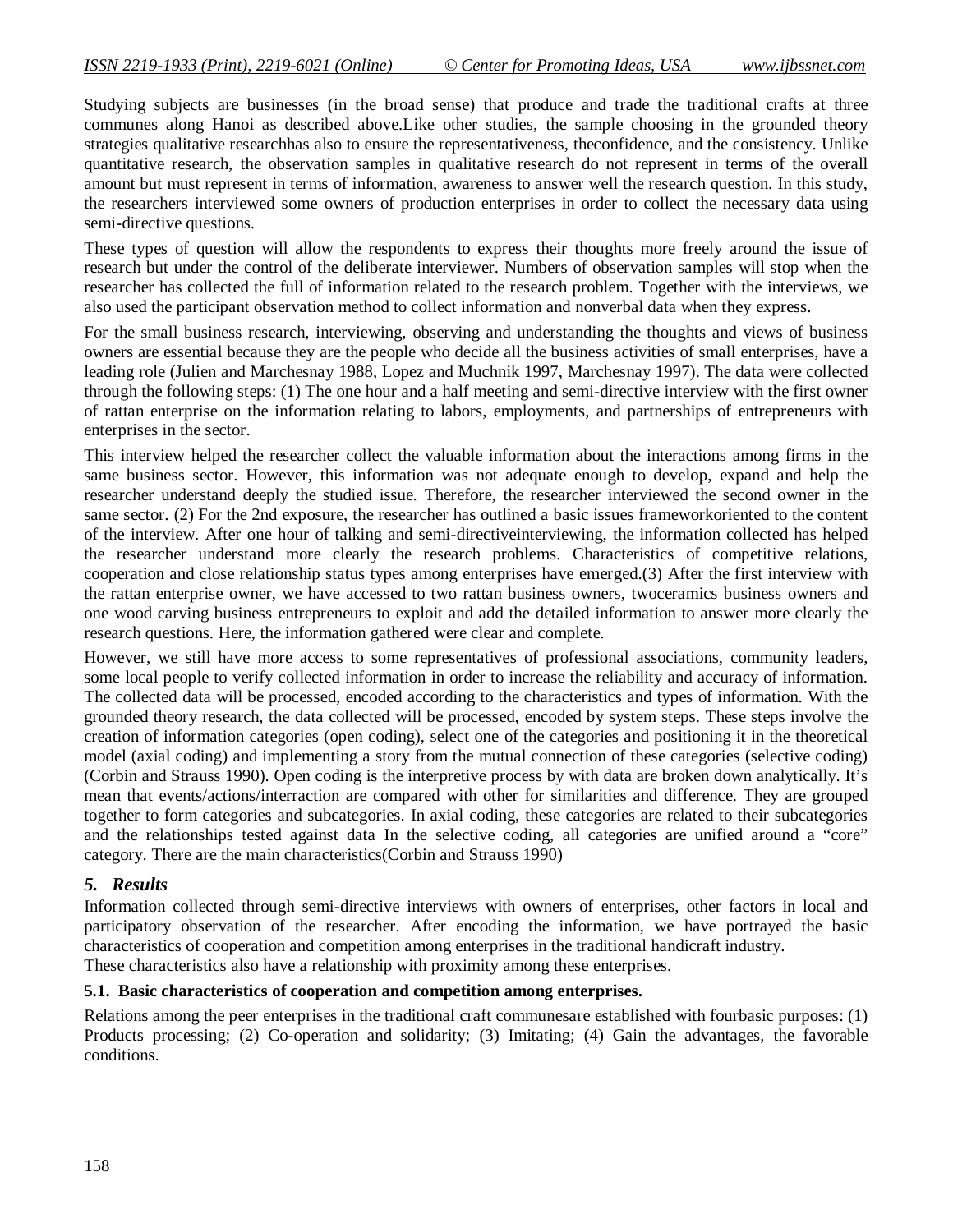Studying subjects are businesses (in the broad sense) that produce and trade the traditional crafts at three communes along Hanoi as described above.Like other studies, the sample choosing in the grounded theory strategies qualitative researchhas also to ensure the representativeness, theconfidence, and the consistency. Unlike quantitative research, the observation samples in qualitative research do not represent in terms of the overall amount but must represent in terms of information, awareness to answer well the research question. In this study, the researchers interviewed some owners of production enterprises in order to collect the necessary data using semi-directive questions.

These types of question will allow the respondents to express their thoughts more freely around the issue of research but under the control of the deliberate interviewer. Numbers of observation samples will stop when the researcher has collected the full of information related to the research problem. Together with the interviews, we also used the participant observation method to collect information and nonverbal data when they express.

For the small business research, interviewing, observing and understanding the thoughts and views of business owners are essential because they are the people who decide all the business activities of small enterprises, have a leading role (Julien and Marchesnay 1988, Lopez and Muchnik 1997, Marchesnay 1997). The data were collected through the following steps: (1) The one hour and a half meeting and semi-directive interview with the first owner of rattan enterprise on the information relating to labors, employments, and partnerships of entrepreneurs with enterprises in the sector.

This interview helped the researcher collect the valuable information about the interactions among firms in the same business sector. However, this information was not adequate enough to develop, expand and help the researcher understand deeply the studied issue. Therefore, the researcher interviewed the second owner in the same sector. (2) For the 2nd exposure, the researcher has outlined a basic issues frameworkoriented to the content of the interview. After one hour of talking and semi-directiveinterviewing, the information collected has helped the researcher understand more clearly the research problems. Characteristics of competitive relations, cooperation and close relationship status types among enterprises have emerged.(3) After the first interview with the rattan enterprise owner, we have accessed to two rattan business owners, twoceramics business owners and one wood carving business entrepreneurs to exploit and add the detailed information to answer more clearly the research questions. Here, the information gathered were clear and complete.

However, we still have more access to some representatives of professional associations, community leaders, some local people to verify collected information in order to increase the reliability and accuracy of information. The collected data will be processed, encoded according to the characteristics and types of information. With the grounded theory research, the data collected will be processed, encoded by system steps. These steps involve the creation of information categories (open coding), select one of the categories and positioning it in the theoretical model (axial coding) and implementing a story from the mutual connection of these categories (selective coding) (Corbin and Strauss 1990). Open coding is the interpretive process by with data are broken down analytically. It's mean that events/actions/interraction are compared with other for similarities and difference. They are grouped together to form categories and subcategories. In axial coding, these categories are related to their subcategories and the relationships tested against data In the selective coding, all categories are unified around a "core" category. There are the main characteristics(Corbin and Strauss 1990)

## *5. Results*

Information collected through semi-directive interviews with owners of enterprises, other factors in local and participatory observation of the researcher. After encoding the information, we have portrayed the basic characteristics of cooperation and competition among enterprises in the traditional handicraft industry.
These characteristics also have a relationship with proximity among these enterprises.

### 5.1. Basic characteristics of cooperation and competition among enterprises.

Relations among the peer enterprises in the traditional craft communesare established with fourbasic purposes: (1) Products processing; (2) Co-operation and solidarity; (3) Imitating; (4) Gain the advantages, the favorable conditions.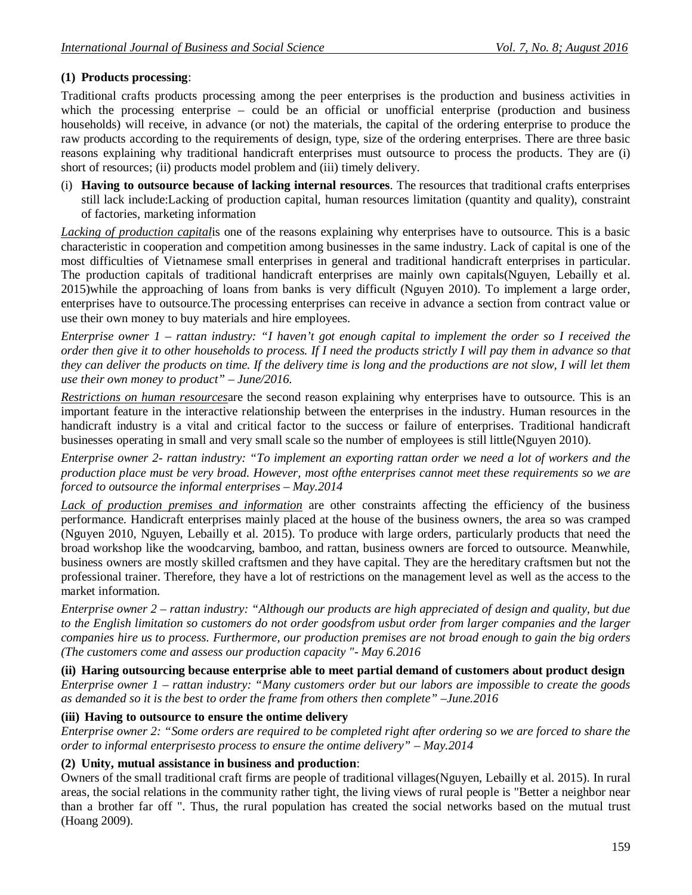**(1) Products processing**:

Traditional crafts products processing among the peer enterprises is the production and business activities in which the processing enterprise – could be an official or unofficial enterprise (production and business households) will receive, in advance (or not) the materials, the capital of the ordering enterprise to produce the raw products according to the requirements of design, type, size of the ordering enterprises. There are three basic reasons explaining why traditional handicraft enterprises must outsource to process the products. They are (i) short of resources; (ii) products model problem and (iii) timely delivery.

(i) **Having to outsource because of lacking internal resources**. The resources that traditional crafts enterprises still lack include:Lacking of production capital, human resources limitation (quantity and quality), constraint of factories, marketing information

*Lacking of production capital*is one of the reasons explaining why enterprises have to outsource. This is a basic characteristic in cooperation and competition among businesses in the same industry. Lack of capital is one of the most difficulties of Vietnamese small enterprises in general and traditional handicraft enterprises in particular. The production capitals of traditional handicraft enterprises are mainly own capitals(Nguyen, Lebailly et al. 2015)while the approaching of loans from banks is very difficult (Nguyen 2010). To implement a large order, enterprises have to outsource.The processing enterprises can receive in advance a section from contract value or use their own money to buy materials and hire employees.

*Enterprise owner 1 – rattan industry: "I haven't got enough capital to implement the order so I received the order then give it to other households to process. If I need the products strictly I will pay them in advance so that they can deliver the products on time. If the delivery time is long and the productions are not slow, I will let them use their own money to product" – June/2016.*

*Restrictions on human resources*are the second reason explaining why enterprises have to outsource. This is an important feature in the interactive relationship between the enterprises in the industry. Human resources in the handicraft industry is a vital and critical factor to the success or failure of enterprises. Traditional handicraft businesses operating in small and very small scale so the number of employees is still little(Nguyen 2010).

*Enterprise owner 2- rattan industry: "To implement an exporting rattan order we need a lot of workers and the production place must be very broad. However, most ofthe enterprises cannot meet these requirements so we are forced to outsource the informal enterprises – May.2014*

*Lack of production premises and information* are other constraints affecting the efficiency of the business performance. Handicraft enterprises mainly placed at the house of the business owners, the area so was cramped (Nguyen 2010, Nguyen, Lebailly et al. 2015). To produce with large orders, particularly products that need the broad workshop like the woodcarving, bamboo, and rattan, business owners are forced to outsource. Meanwhile, business owners are mostly skilled craftsmen and they have capital. They are the hereditary craftsmen but not the professional trainer. Therefore, they have a lot of restrictions on the management level as well as the access to the market information.

*Enterprise owner 2 – rattan industry: "Although our products are high appreciated of design and quality, but due to the English limitation so customers do not order goodsfrom usbut order from larger companies and the larger companies hire us to process. Furthermore, our production premises are not broad enough to gain the big orders (The customers come and assess our production capacity "- May 6.2016*

**(ii) Haring outsourcing because enterprise able to meet partial demand of customers about product design**
*Enterprise owner 1 – rattan industry: "Many customers order but our labors are impossible to create the goods as demanded so it is the best to order the frame from others then complete" –June.2016*

**(iii) Having to outsource to ensure the ontime delivery**
*Enterprise owner 2: "Some orders are required to be completed right after ordering so we are forced to share the order to informal enterprisesto process to ensure the ontime delivery" – May.2014*

**(2) Unity, mutual assistance in business and production**:
Owners of the small traditional craft firms are people of traditional villages(Nguyen, Lebailly et al. 2015). In rural areas, the social relations in the community rather tight, the living views of rural people is "Better a neighbor near than a brother far off ". Thus, the rural population has created the social networks based on the mutual trust (Hoang 2009).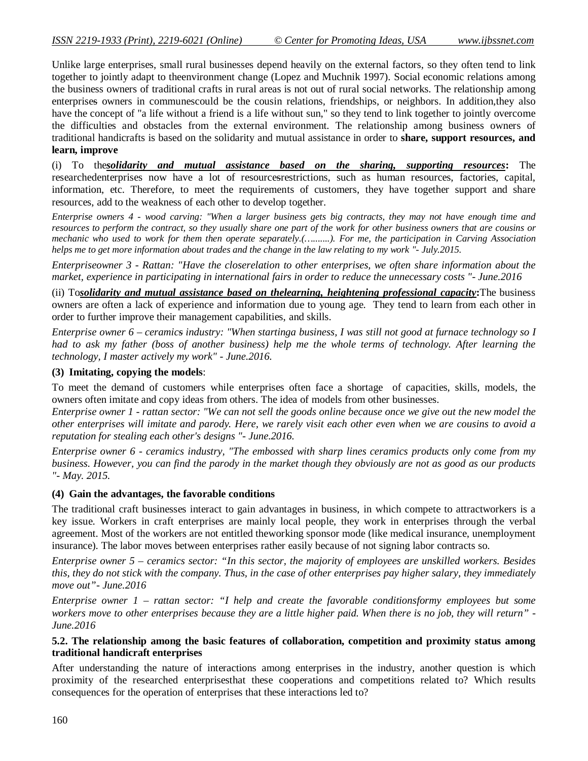Unlike large enterprises, small rural businesses depend heavily on the external factors, so they often tend to link together to jointly adapt to theenvironment change (Lopez and Muchnik 1997). Social economic relations among the business owners of traditional crafts in rural areas is not out of rural social networks. The relationship among enterprises owners in communescould be the cousin relations, friendships, or neighbors. In addition,they also have the concept of "a life without a friend is a life without sun," so they tend to link together to jointly overcome the difficulties and obstacles from the external environment. The relationship among business owners of traditional handicrafts is based on the solidarity and mutual assistance in order to **share, support resources, and learn, improve**

(i) To the***solidarity and mutual assistance based on the sharing, supporting resources*****:** The researchedenterprises now have a lot of resourcesrestrictions, such as human resources, factories, capital, information, etc. Therefore, to meet the requirements of customers, they have together support and share resources, add to the weakness of each other to develop together.

*Enterprise owners 4 - wood carving: "When a larger business gets big contracts, they may not have enough time and resources to perform the contract, so they usually share one part of the work for other business owners that are cousins or mechanic who used to work for them then operate separately.(…........). For me, the participation in Carving Association helps me to get more information about trades and the change in the law relating to my work "- July.2015.*

*Enterpriseowner 3 - Rattan: "Have the closerelation to other enterprises, we often share information about the market, experience in participating in international fairs in order to reduce the unnecessary costs "- June.2016*

(ii) To***solidarity and mutual assistance based on thelearning, heightening professional capacity*****:**The business owners are often a lack of experience and information due to young age. They tend to learn from each other in order to further improve their management capabilities, and skills.

*Enterprise owner 6 – ceramics industry: "When startinga business, I was still not good at furnace technology so I had to ask my father (boss of another business) help me the whole terms of technology. After learning the technology, I master actively my work" - June.2016.*

**(3) Imitating, copying the models**:

To meet the demand of customers while enterprises often face a shortage of capacities, skills, models, the owners often imitate and copy ideas from others. The idea of models from other businesses.

*Enterprise owner 1 - rattan sector: "We can not sell the goods online because once we give out the new model the other enterprises will imitate and parody. Here, we rarely visit each other even when we are cousins to avoid a reputation for stealing each other's designs "- June.2016.*

*Enterprise owner 6 - ceramics industry, "The embossed with sharp lines ceramics products only come from my business. However, you can find the parody in the market though they obviously are not as good as our products "- May. 2015.*

**(4) Gain the advantages, the favorable conditions**

The traditional craft businesses interact to gain advantages in business, in which compete to attractworkers is a key issue. Workers in craft enterprises are mainly local people, they work in enterprises through the verbal agreement. Most of the workers are not entitled theworking sponsor mode (like medical insurance, unemployment insurance). The labor moves between enterprises rather easily because of not signing labor contracts so.

*Enterprise owner 5 – ceramics sector: "In this sector, the majority of employees are unskilled workers. Besides this, they do not stick with the company. Thus, in the case of other enterprises pay higher salary, they immediately move out"- June.2016*

*Enterprise owner 1 – rattan sector: "I help and create the favorable conditionsformy employees but some workers move to other enterprises because they are a little higher paid. When there is no job, they will return" - June.2016*

### 5.2. The relationship among the basic features of collaboration, competition and proximity status among traditional handicraft enterprises

After understanding the nature of interactions among enterprises in the industry, another question is which proximity of the researched enterprisesthat these cooperations and competitions related to? Which results consequences for the operation of enterprises that these interactions led to?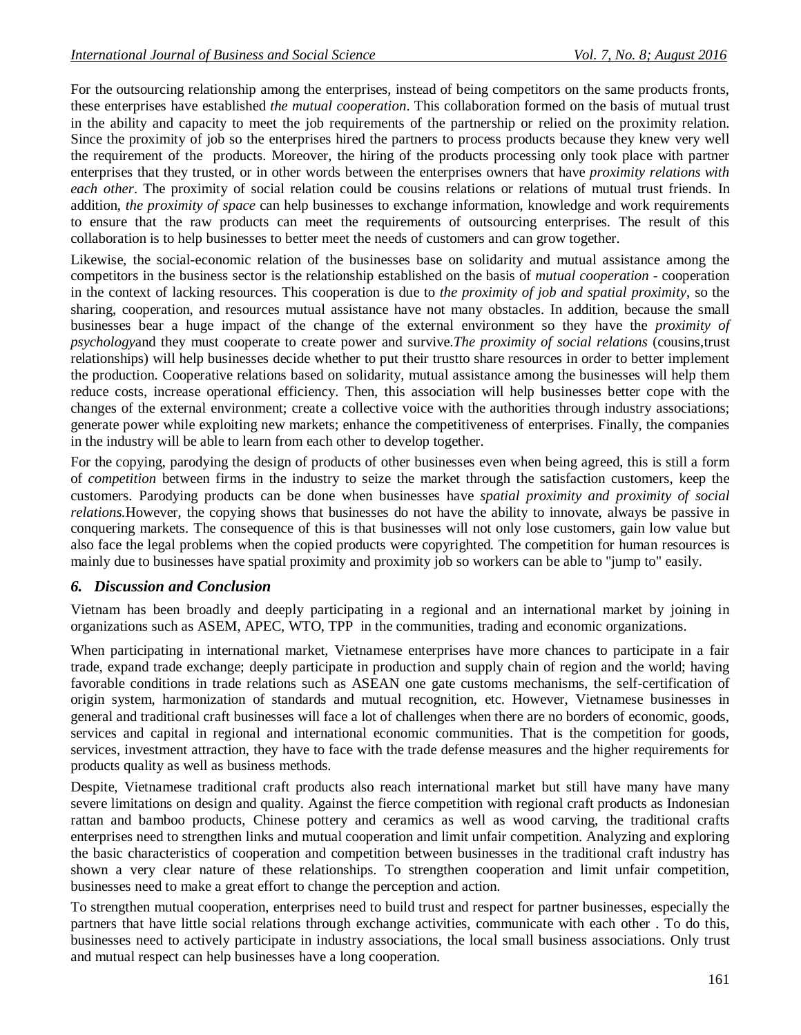For the outsourcing relationship among the enterprises, instead of being competitors on the same products fronts, these enterprises have established *the mutual cooperation*. This collaboration formed on the basis of mutual trust in the ability and capacity to meet the job requirements of the partnership or relied on the proximity relation. Since the proximity of job so the enterprises hired the partners to process products because they knew very well the requirement of the products. Moreover, the hiring of the products processing only took place with partner enterprises that they trusted, or in other words between the enterprises owners that have *proximity relations with each other*. The proximity of social relation could be cousins relations or relations of mutual trust friends. In addition, *the proximity of space* can help businesses to exchange information, knowledge and work requirements to ensure that the raw products can meet the requirements of outsourcing enterprises. The result of this collaboration is to help businesses to better meet the needs of customers and can grow together.

Likewise, the social-economic relation of the businesses base on solidarity and mutual assistance among the competitors in the business sector is the relationship established on the basis of *mutual cooperation* - cooperation in the context of lacking resources. This cooperation is due to *the proximity of job and spatial proximity*, so the sharing, cooperation, and resources mutual assistance have not many obstacles. In addition, because the small businesses bear a huge impact of the change of the external environment so they have the *proximity of psychology*and they must cooperate to create power and survive.*The proximity of social relations* (cousins,trust relationships) will help businesses decide whether to put their trustto share resources in order to better implement the production. Cooperative relations based on solidarity, mutual assistance among the businesses will help them reduce costs, increase operational efficiency. Then, this association will help businesses better cope with the changes of the external environment; create a collective voice with the authorities through industry associations; generate power while exploiting new markets; enhance the competitiveness of enterprises. Finally, the companies in the industry will be able to learn from each other to develop together.

For the copying, parodying the design of products of other businesses even when being agreed, this is still a form of *competition* between firms in the industry to seize the market through the satisfaction customers, keep the customers. Parodying products can be done when businesses have *spatial proximity and proximity of social relations.*However, the copying shows that businesses do not have the ability to innovate, always be passive in conquering markets. The consequence of this is that businesses will not only lose customers, gain low value but also face the legal problems when the copied products were copyrighted. The competition for human resources is mainly due to businesses have spatial proximity and proximity job so workers can be able to "jump to" easily.

## 6. Discussion and Conclusion

Vietnam has been broadly and deeply participating in a regional and an international market by joining in organizations such as ASEM, APEC, WTO, TPP in the communities, trading and economic organizations.

When participating in international market, Vietnamese enterprises have more chances to participate in a fair trade, expand trade exchange; deeply participate in production and supply chain of region and the world; having favorable conditions in trade relations such as ASEAN one gate customs mechanisms, the self-certification of origin system, harmonization of standards and mutual recognition, etc. However, Vietnamese businesses in general and traditional craft businesses will face a lot of challenges when there are no borders of economic, goods, services and capital in regional and international economic communities. That is the competition for goods, services, investment attraction, they have to face with the trade defense measures and the higher requirements for products quality as well as business methods.

Despite, Vietnamese traditional craft products also reach international market but still have many have many severe limitations on design and quality. Against the fierce competition with regional craft products as Indonesian rattan and bamboo products, Chinese pottery and ceramics as well as wood carving, the traditional crafts enterprises need to strengthen links and mutual cooperation and limit unfair competition. Analyzing and exploring the basic characteristics of cooperation and competition between businesses in the traditional craft industry has shown a very clear nature of these relationships. To strengthen cooperation and limit unfair competition, businesses need to make a great effort to change the perception and action.

To strengthen mutual cooperation, enterprises need to build trust and respect for partner businesses, especially the partners that have little social relations through exchange activities, communicate with each other . To do this, businesses need to actively participate in industry associations, the local small business associations. Only trust and mutual respect can help businesses have a long cooperation.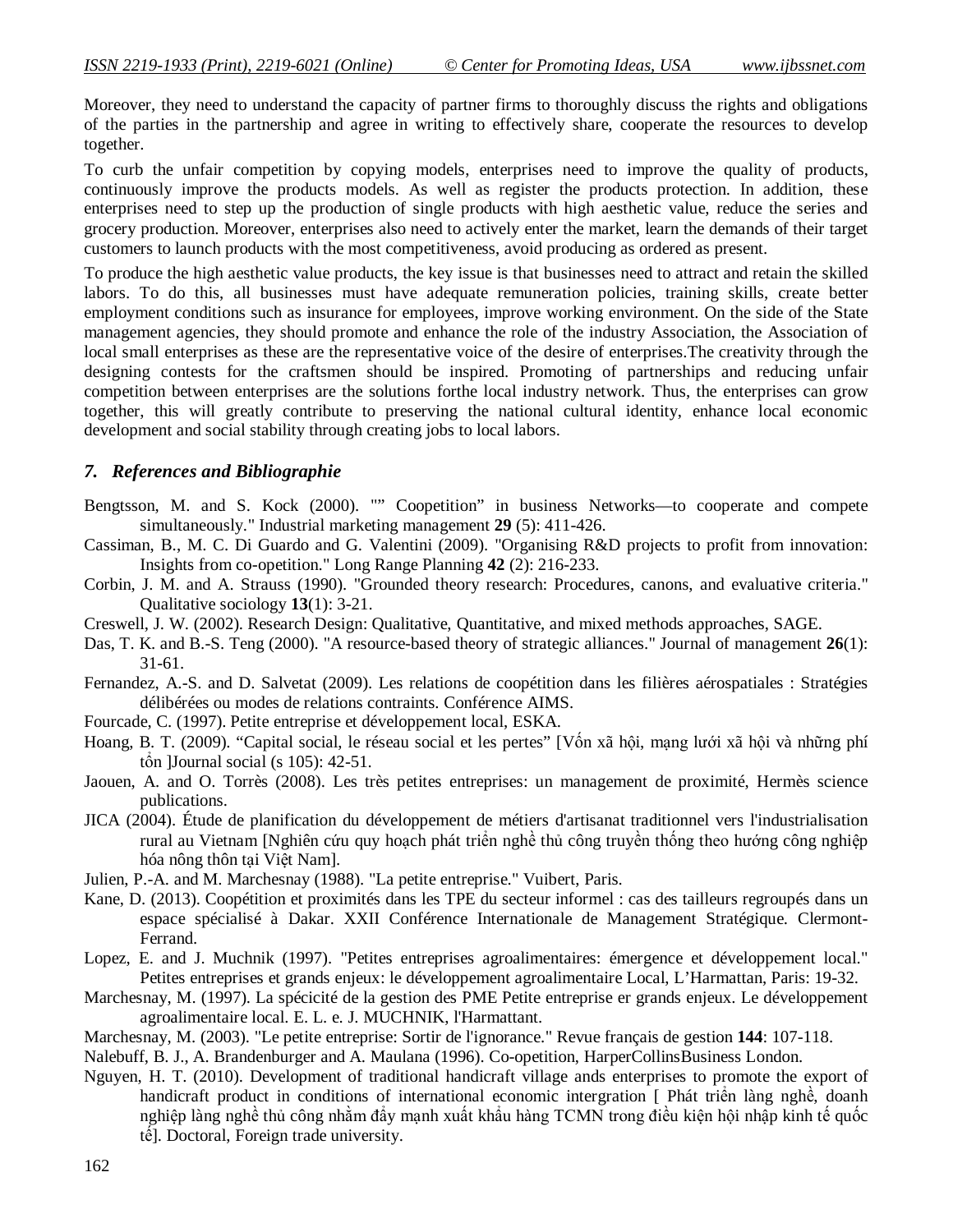Moreover, they need to understand the capacity of partner firms to thoroughly discuss the rights and obligations of the parties in the partnership and agree in writing to effectively share, cooperate the resources to develop together.

To curb the unfair competition by copying models, enterprises need to improve the quality of products, continuously improve the products models. As well as register the products protection. In addition, these enterprises need to step up the production of single products with high aesthetic value, reduce the series and grocery production. Moreover, enterprises also need to actively enter the market, learn the demands of their target customers to launch products with the most competitiveness, avoid producing as ordered as present.

To produce the high aesthetic value products, the key issue is that businesses need to attract and retain the skilled labors. To do this, all businesses must have adequate remuneration policies, training skills, create better employment conditions such as insurance for employees, improve working environment. On the side of the State management agencies, they should promote and enhance the role of the industry Association, the Association of local small enterprises as these are the representative voice of the desire of enterprises.The creativity through the designing contests for the craftsmen should be inspired. Promoting of partnerships and reducing unfair competition between enterprises are the solutions forthe local industry network. Thus, the enterprises can grow together, this will greatly contribute to preserving the national cultural identity, enhance local economic development and social stability through creating jobs to local labors.

## *7. References and Bibliographie*

Bengtsson, M. and S. Kock (2000). "" Coopetition" in business Networks—to cooperate and compete simultaneously." Industrial marketing management **29** (5): 411-426.

Cassiman, B., M. C. Di Guardo and G. Valentini (2009). "Organising R&D projects to profit from innovation: Insights from co-opetition." Long Range Planning **42** (2): 216-233.

Corbin, J. M. and A. Strauss (1990). "Grounded theory research: Procedures, canons, and evaluative criteria." Qualitative sociology **13**(1): 3-21.

Creswell, J. W. (2002). Research Design: Qualitative, Quantitative, and mixed methods approaches, SAGE.

Das, T. K. and B.-S. Teng (2000). "A resource-based theory of strategic alliances." Journal of management **26**(1): 31-61.

Fernandez, A.-S. and D. Salvetat (2009). Les relations de coopétition dans les filières aérospatiales : Stratégies délibérées ou modes de relations contraints. Conférence AIMS.

Fourcade, C. (1997). Petite entreprise et développement local, ESKA.

Hoang, B. T. (2009). "Capital social, le réseau social et les pertes" [Vốn xã hội, mạng lưới xã hội và những phí tổn ]Journal social (s 105): 42-51.

Jaouen, A. and O. Torrès (2008). Les très petites entreprises: un management de proximité, Hermès science publications.

JICA (2004). Étude de planification du développement de métiers d'artisanat traditionnel vers l'industrialisation rural au Vietnam [Nghiên cứu quy hoạch phát triển nghề thủ công truyền thống theo hướng công nghiệp hóa nông thôn tại Việt Nam].

Julien, P.-A. and M. Marchesnay (1988). "La petite entreprise." Vuibert, Paris.

Kane, D. (2013). Coopétition et proximités dans les TPE du secteur informel : cas des tailleurs regroupés dans un espace spécialisé à Dakar. XXII Conférence Internationale de Management Stratégique. Clermont-Ferrand.

Lopez, E. and J. Muchnik (1997). "Petites entreprises agroalimentaires: émergence et développement local." Petites entreprises et grands enjeux: le développement agroalimentaire Local, L'Harmattan, Paris: 19-32.

Marchesnay, M. (1997). La spécicité de la gestion des PME Petite entreprise er grands enjeux. Le développement agroalimentaire local. E. L. e. J. MUCHNIK, l'Harmattant.

Marchesnay, M. (2003). "Le petite entreprise: Sortir de l'ignorance." Revue français de gestion **144**: 107-118.

Nalebuff, B. J., A. Brandenburger and A. Maulana (1996). Co-opetition, HarperCollinsBusiness London.

Nguyen, H. T. (2010). Development of traditional handicraft village ands enterprises to promote the export of handicraft product in conditions of international economic intergration [ Phát triển làng nghề, doanh nghiệp làng nghề thủ công nhằm đẩy mạnh xuất khẩu hàng TCMN trong điều kiện hội nhập kinh tế quốc tế]. Doctoral, Foreign trade university.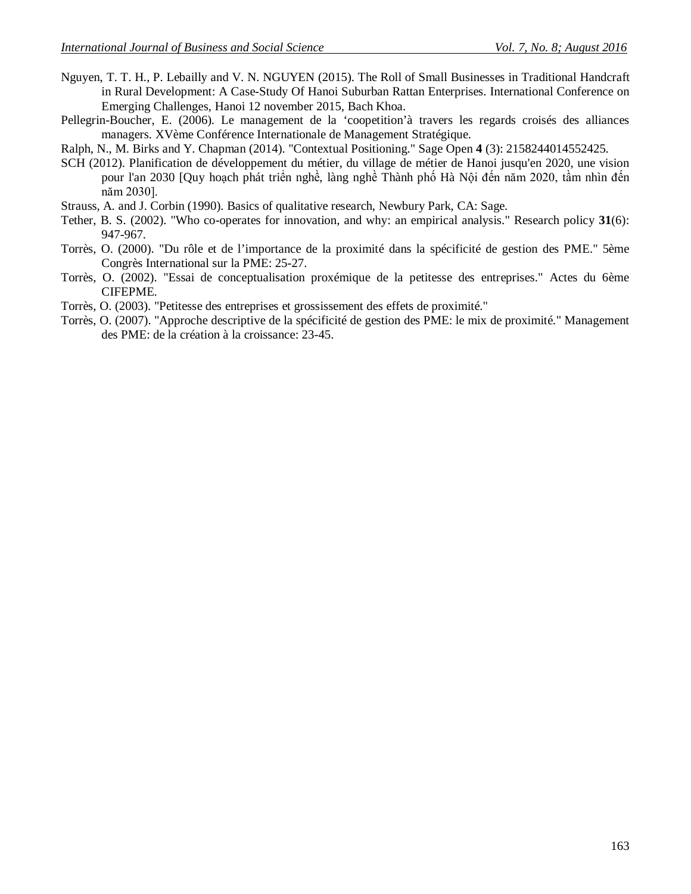Nguyen, T. T. H., P. Lebailly and V. N. NGUYEN (2015). The Roll of Small Businesses in Traditional Handcraft in Rural Development: A Case-Study Of Hanoi Suburban Rattan Enterprises. International Conference on Emerging Challenges, Hanoi 12 november 2015, Bach Khoa.

Pellegrin-Boucher, E. (2006). Le management de la ‘coopetition’à travers les regards croisés des alliances managers. XVème Conférence Internationale de Management Stratégique.

Ralph, N., M. Birks and Y. Chapman (2014). "Contextual Positioning." Sage Open **4** (3): 2158244014552425.

SCH (2012). Planification de développement du métier, du village de métier de Hanoi jusqu'en 2020, une vision pour l'an 2030 [Quy hoạch phát triển nghề, làng nghề Thành phố Hà Nội đến năm 2020, tầm nhìn đến năm 2030].

Strauss, A. and J. Corbin (1990). Basics of qualitative research, Newbury Park, CA: Sage.

Tether, B. S. (2002). "Who co-operates for innovation, and why: an empirical analysis." Research policy **31**(6): 947-967.

Torrès, O. (2000). "Du rôle et de l’importance de la proximité dans la spécificité de gestion des PME." 5ème Congrès International sur la PME: 25-27.

Torrès, O. (2002). "Essai de conceptualisation proxémique de la petitesse des entreprises." Actes du 6ème CIFEPME.

Torrès, O. (2003). "Petitesse des entreprises et grossissement des effets de proximité."

Torrès, O. (2007). "Approche descriptive de la spécificité de gestion des PME: le mix de proximité." Management des PME: de la création à la croissance: 23-45.